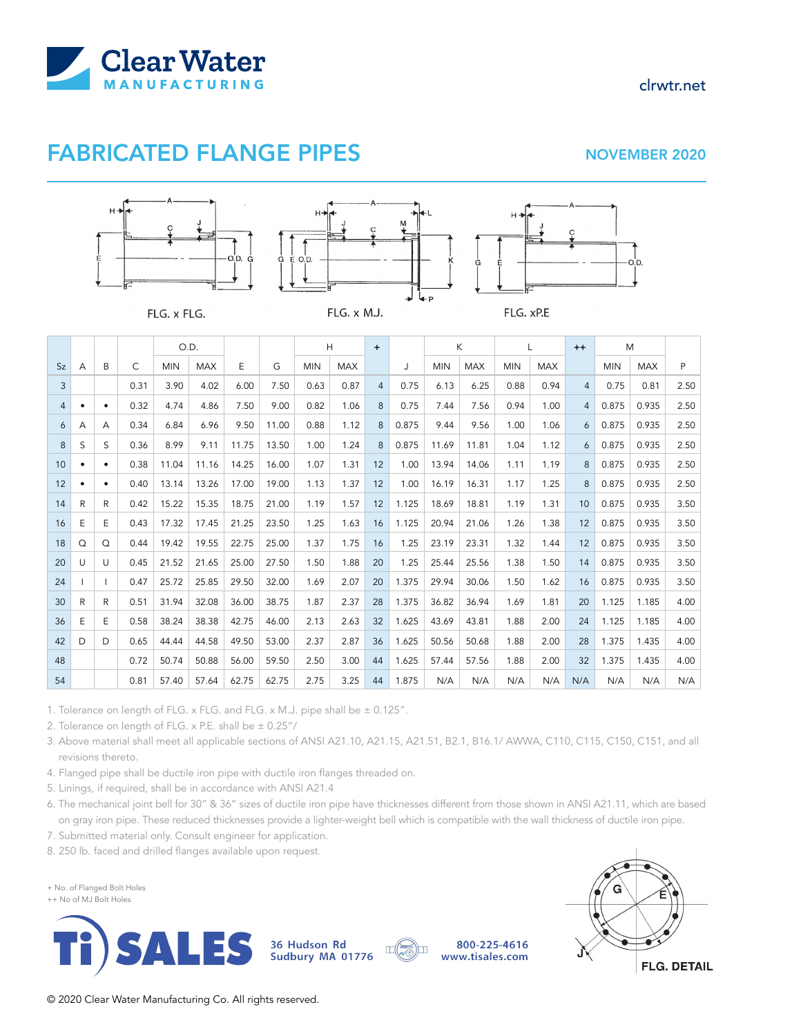Clear Water MANUFACTURING

clrwtr.net

# FABRICATED FLANGE PIPES

NOVEMBER 2020

FLG. x FLG.

FLG. x M.J.

FLG. xP.E

| | | | | O.D. | | | | H | | + | | K | | L | | ++ | M | | |
|---|---|---|---|---|---|---|---|---|---|---|---|---|---|---|---|---|---|---|---|
| Sz | A | B | C | MIN | MAX | E | G | MIN | MAX | | J | MIN | MAX | MIN | MAX | | MIN | MAX | P |
| 3 | | | 0.31 | 3.90 | 4.02 | 6.00 | 7.50 | 0.63 | 0.87 | 4 | 0.75 | 6.13 | 6.25 | 0.88 | 0.94 | 4 | 0.75 | 0.81 | 2.50 |
| 4 | • | • | 0.32 | 4.74 | 4.86 | 7.50 | 9.00 | 0.82 | 1.06 | 8 | 0.75 | 7.44 | 7.56 | 0.94 | 1.00 | 4 | 0.875 | 0.935 | 2.50 |
| 6 | A | A | 0.34 | 6.84 | 6.96 | 9.50 | 11.00 | 0.88 | 1.12 | 8 | 0.875 | 9.44 | 9.56 | 1.00 | 1.06 | 6 | 0.875 | 0.935 | 2.50 |
| 8 | S | S | 0.36 | 8.99 | 9.11 | 11.75 | 13.50 | 1.00 | 1.24 | 8 | 0.875 | 11.69 | 11.81 | 1.04 | 1.12 | 6 | 0.875 | 0.935 | 2.50 |
| 10 | • | • | 0.38 | 11.04 | 11.16 | 14.25 | 16.00 | 1.07 | 1.31 | 12 | 1.00 | 13.94 | 14.06 | 1.11 | 1.19 | 8 | 0.875 | 0.935 | 2.50 |
| 12 | • | • | 0.40 | 13.14 | 13.26 | 17.00 | 19.00 | 1.13 | 1.37 | 12 | 1.00 | 16.19 | 16.31 | 1.17 | 1.25 | 8 | 0.875 | 0.935 | 2.50 |
| 14 | R | R | 0.42 | 15.22 | 15.35 | 18.75 | 21.00 | 1.19 | 1.57 | 12 | 1.125 | 18.69 | 18.81 | 1.19 | 1.31 | 10 | 0.875 | 0.935 | 3.50 |
| 16 | E | E | 0.43 | 17.32 | 17.45 | 21.25 | 23.50 | 1.25 | 1.63 | 16 | 1.125 | 20.94 | 21.06 | 1.26 | 1.38 | 12 | 0.875 | 0.935 | 3.50 |
| 18 | Q | Q | 0.44 | 19.42 | 19.55 | 22.75 | 25.00 | 1.37 | 1.75 | 16 | 1.25 | 23.19 | 23.31 | 1.32 | 1.44 | 12 | 0.875 | 0.935 | 3.50 |
| 20 | U | U | 0.45 | 21.52 | 21.65 | 25.00 | 27.50 | 1.50 | 1.88 | 20 | 1.25 | 25.44 | 25.56 | 1.38 | 1.50 | 14 | 0.875 | 0.935 | 3.50 |
| 24 | I | I | 0.47 | 25.72 | 25.85 | 29.50 | 32.00 | 1.69 | 2.07 | 20 | 1.375 | 29.94 | 30.06 | 1.50 | 1.62 | 16 | 0.875 | 0.935 | 3.50 |
| 30 | R | R | 0.51 | 31.94 | 32.08 | 36.00 | 38.75 | 1.87 | 2.37 | 28 | 1.375 | 36.82 | 36.94 | 1.69 | 1.81 | 20 | 1.125 | 1.185 | 4.00 |
| 36 | E | E | 0.58 | 38.24 | 38.38 | 42.75 | 46.00 | 2.13 | 2.63 | 32 | 1.625 | 43.69 | 43.81 | 1.88 | 2.00 | 24 | 1.125 | 1.185 | 4.00 |
| 42 | D | D | 0.65 | 44.44 | 44.58 | 49.50 | 53.00 | 2.37 | 2.87 | 36 | 1.625 | 50.56 | 50.68 | 1.88 | 2.00 | 28 | 1.375 | 1.435 | 4.00 |
| 48 | | | 0.72 | 50.74 | 50.88 | 56.00 | 59.50 | 2.50 | 3.00 | 44 | 1.625 | 57.44 | 57.56 | 1.88 | 2.00 | 32 | 1.375 | 1.435 | 4.00 |
| 54 | | | 0.81 | 57.40 | 57.64 | 62.75 | 62.75 | 2.75 | 3.25 | 44 | 1.875 | N/A | N/A | N/A | N/A | N/A | N/A | N/A | N/A |

1. Tolerance on length of FLG. x FLG. and FLG. x M.J. pipe shall be ± 0.125".
2. Tolerance on length of FLG. x P.E. shall be ± 0.25"/
3. Above material shall meet all applicable sections of ANSI A21.10, A21.15, A21.51, B2.1, B16.1/ AWWA, C110, C115, C150, C151, and all revisions thereto.
4. Flanged pipe shall be ductile iron pipe with ductile iron flanges threaded on.
5. Linings, if required, shall be in accordance with ANSI A21.4
6. The mechanical joint bell for 30" & 36" sizes of ductile iron pipe have thicknesses different from those shown in ANSI A21.11, which are based on gray iron pipe. These reduced thicknesses provide a lighter-weight bell which is compatible with the wall thickness of ductile iron pipe.
7. Submitted material only. Consult engineer for application.
8. 250 lb. faced and drilled flanges available upon request.

\+ No. of Flanged Bolt Holes
\++ No of MJ Bolt Holes

FLG. DETAIL

Ti SALES
36 Hudson Rd
Sudbury MA 01776

800-225-4616
www.tisales.com

© 2020 Clear Water Manufacturing Co. All rights reserved.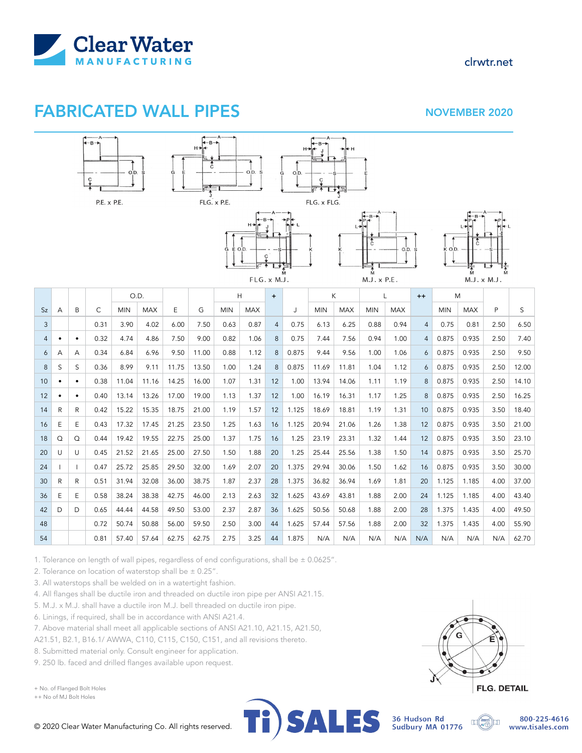# FABRICATED WALL PIPES

NOVEMBER 2020

P.E. x P.E.

FLG. x P.E.

FLG. x FLG.

FLG. x M.J.

M.J. x P.E.

M.J. x M.J.

| | | | | O.D. | | | | H | | + | | K | | L | | ++ | M | | | |
|---|---|---|---|---|---|---|---|---|---|---|---|---|---|---|---|---|---|---|---|---|
| Sz | A | B | C | MIN | MAX | E | G | MIN | MAX | | J | MIN | MAX | MIN | MAX | | MIN | MAX | P | S |
| 3 | | | 0.31 | 3.90 | 4.02 | 6.00 | 7.50 | 0.63 | 0.87 | 4 | 0.75 | 6.13 | 6.25 | 0.88 | 0.94 | 4 | 0.75 | 0.81 | 2.50 | 6.50 |
| 4 | • | • | 0.32 | 4.74 | 4.86 | 7.50 | 9.00 | 0.82 | 1.06 | 8 | 0.75 | 7.44 | 7.56 | 0.94 | 1.00 | 4 | 0.875 | 0.935 | 2.50 | 7.40 |
| 6 | A | A | 0.34 | 6.84 | 6.96 | 9.50 | 11.00 | 0.88 | 1.12 | 8 | 0.875 | 9.44 | 9.56 | 1.00 | 1.06 | 6 | 0.875 | 0.935 | 2.50 | 9.50 |
| 8 | S | S | 0.36 | 8.99 | 9.11 | 11.75 | 13.50 | 1.00 | 1.24 | 8 | 0.875 | 11.69 | 11.81 | 1.04 | 1.12 | 6 | 0.875 | 0.935 | 2.50 | 12.00 |
| 10 | • | • | 0.38 | 11.04 | 11.16 | 14.25 | 16.00 | 1.07 | 1.31 | 12 | 1.00 | 13.94 | 14.06 | 1.11 | 1.19 | 8 | 0.875 | 0.935 | 2.50 | 14.10 |
| 12 | • | • | 0.40 | 13.14 | 13.26 | 17.00 | 19.00 | 1.13 | 1.37 | 12 | 1.00 | 16.19 | 16.31 | 1.17 | 1.25 | 8 | 0.875 | 0.935 | 2.50 | 16.25 |
| 14 | R | R | 0.42 | 15.22 | 15.35 | 18.75 | 21.00 | 1.19 | 1.57 | 12 | 1.125 | 18.69 | 18.81 | 1.19 | 1.31 | 10 | 0.875 | 0.935 | 3.50 | 18.40 |
| 16 | E | E | 0.43 | 17.32 | 17.45 | 21.25 | 23.50 | 1.25 | 1.63 | 16 | 1.125 | 20.94 | 21.06 | 1.26 | 1.38 | 12 | 0.875 | 0.935 | 3.50 | 21.00 |
| 18 | Q | Q | 0.44 | 19.42 | 19.55 | 22.75 | 25.00 | 1.37 | 1.75 | 16 | 1.25 | 23.19 | 23.31 | 1.32 | 1.44 | 12 | 0.875 | 0.935 | 3.50 | 23.10 |
| 20 | U | U | 0.45 | 21.52 | 21.65 | 25.00 | 27.50 | 1.50 | 1.88 | 20 | 1.25 | 25.44 | 25.56 | 1.38 | 1.50 | 14 | 0.875 | 0.935 | 3.50 | 25.70 |
| 24 | I | I | 0.47 | 25.72 | 25.85 | 29.50 | 32.00 | 1.69 | 2.07 | 20 | 1.375 | 29.94 | 30.06 | 1.50 | 1.62 | 16 | 0.875 | 0.935 | 3.50 | 30.00 |
| 30 | R | R | 0.51 | 31.94 | 32.08 | 36.00 | 38.75 | 1.87 | 2.37 | 28 | 1.375 | 36.82 | 36.94 | 1.69 | 1.81 | 20 | 1.125 | 1.185 | 4.00 | 37.00 |
| 36 | E | E | 0.58 | 38.24 | 38.38 | 42.75 | 46.00 | 2.13 | 2.63 | 32 | 1.625 | 43.69 | 43.81 | 1.88 | 2.00 | 24 | 1.125 | 1.185 | 4.00 | 43.40 |
| 42 | D | D | 0.65 | 44.44 | 44.58 | 49.50 | 53.00 | 2.37 | 2.87 | 36 | 1.625 | 50.56 | 50.68 | 1.88 | 2.00 | 28 | 1.375 | 1.435 | 4.00 | 49.50 |
| 48 | | | 0.72 | 50.74 | 50.88 | 56.00 | 59.50 | 2.50 | 3.00 | 44 | 1.625 | 57.44 | 57.56 | 1.88 | 2.00 | 32 | 1.375 | 1.435 | 4.00 | 55.90 |
| 54 | | | 0.81 | 57.40 | 57.64 | 62.75 | 62.75 | 2.75 | 3.25 | 44 | 1.875 | N/A | N/A | N/A | N/A | N/A | N/A | N/A | N/A | 62.70 |

1. Tolerance on length of wall pipes, regardless of end configurations, shall be ± 0.0625".
2. Tolerance on location of waterstop shall be ± 0.25".
3. All waterstops shall be welded on in a watertight fashion.
4. All flanges shall be ductile iron and threaded on ductile iron pipe per ANSI A21.15.
5. M.J. x M.J. shall have a ductile iron M.J. bell threaded on ductile iron pipe.
6. Linings, if required, shall be in accordance with ANSI A21.4.
7. Above material shall meet all applicable sections of ANSI A21.10, A21.15, A21.50, A21.51, B2.1, B16.1/ AWWA, C110, C115, C150, C151, and all revisions thereto.
8. Submitted material only. Consult engineer for application.
9. 250 lb. faced and drilled flanges available upon request.

FLG. DETAIL

+ No. of Flanged Bolt Holes
++ No of MJ Bolt Holes

© 2020 Clear Water Manufacturing Co. All rights reserved.

Ti SALES
36 Hudson Rd
Sudbury MA 01776
800-225-4616
www.tisales.com